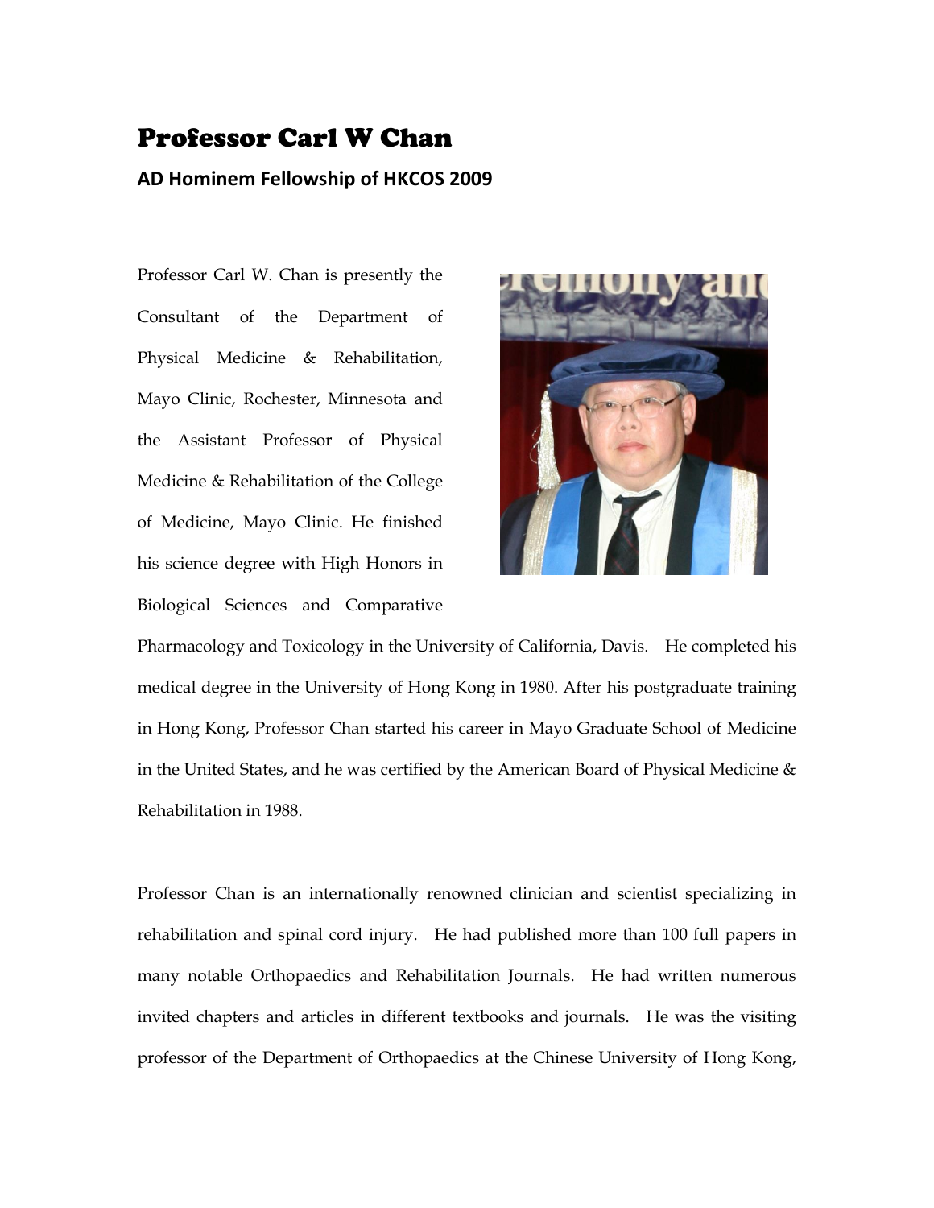# Professor Carl W Chan

## AD Hominem Fellowship of HKCOS 2009

Professor Carl W. Chan is presently the Consultant of the Department of Physical Medicine & Rehabilitation, Mayo Clinic, Rochester, Minnesota and the Assistant Professor of Physical Medicine & Rehabilitation of the College of Medicine, Mayo Clinic. He finished his science degree with High Honors in Biological Sciences and Comparative Pharmacology and Toxicology in the University of California, Davis. He completed his medical degree in the University of Hong Kong in 1980. After his postgraduate training in Hong Kong, Professor Chan started his career in Mayo Graduate School of Medicine in the United States, and he was certified by the American Board of Physical Medicine & Rehabilitation in 1988.

Professor Chan is an internationally renowned clinician and scientist specializing in rehabilitation and spinal cord injury. He had published more than 100 full papers in many notable Orthopaedics and Rehabilitation Journals. He had written numerous invited chapters and articles in different textbooks and journals. He was the visiting professor of the Department of Orthopaedics at the Chinese University of Hong Kong,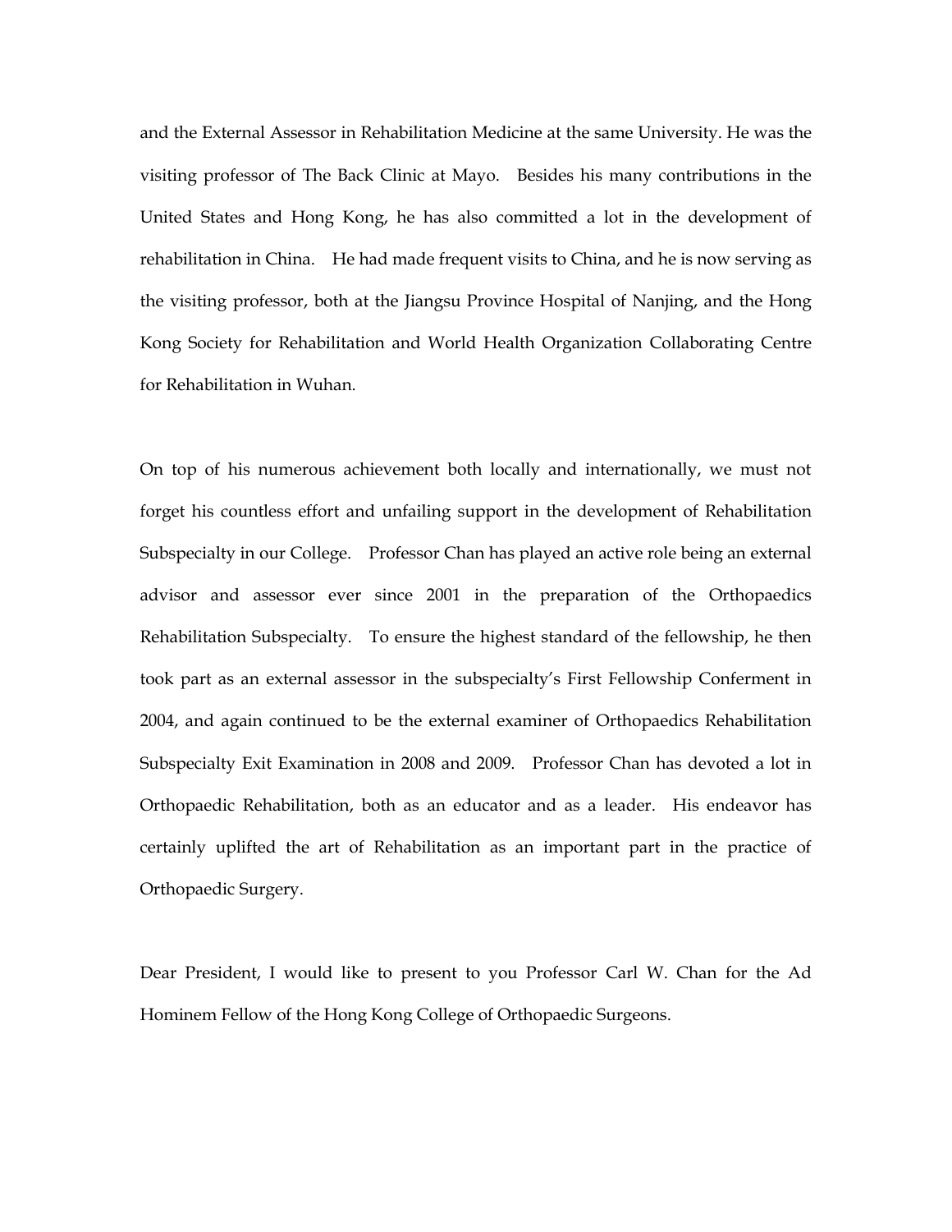and the External Assessor in Rehabilitation Medicine at the same University. He was the visiting professor of The Back Clinic at Mayo. Besides his many contributions in the United States and Hong Kong, he has also committed a lot in the development of rehabilitation in China. He had made frequent visits to China, and he is now serving as the visiting professor, both at the Jiangsu Province Hospital of Nanjing, and the Hong Kong Society for Rehabilitation and World Health Organization Collaborating Centre for Rehabilitation in Wuhan.

On top of his numerous achievement both locally and internationally, we must not forget his countless effort and unfailing support in the development of Rehabilitation Subspecialty in our College. Professor Chan has played an active role being an external advisor and assessor ever since 2001 in the preparation of the Orthopaedics Rehabilitation Subspecialty. To ensure the highest standard of the fellowship, he then took part as an external assessor in the subspecialty's First Fellowship Conferment in 2004, and again continued to be the external examiner of Orthopaedics Rehabilitation Subspecialty Exit Examination in 2008 and 2009. Professor Chan has devoted a lot in Orthopaedic Rehabilitation, both as an educator and as a leader. His endeavor has certainly uplifted the art of Rehabilitation as an important part in the practice of Orthopaedic Surgery.

Dear President, I would like to present to you Professor Carl W. Chan for the Ad Hominem Fellow of the Hong Kong College of Orthopaedic Surgeons.